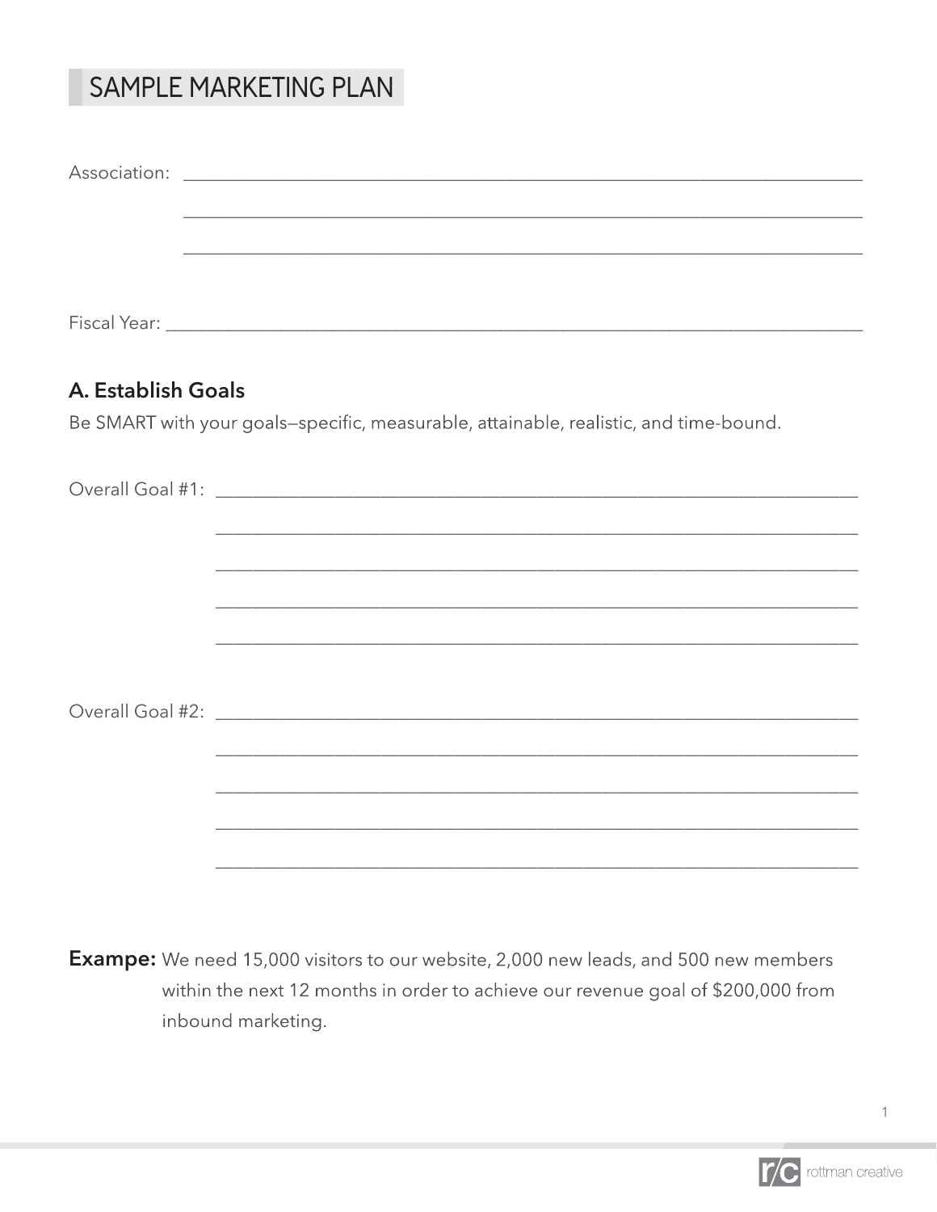# SAMPLE MARKETING PLAN

Association: ______________________________________________________________________

______________________________________________________________________

______________________________________________________________________

Fiscal Year: ______________________________________________________________________

## A. Establish Goals

Be SMART with your goals—specific, measurable, attainable, realistic, and time-bound.

Overall Goal #1: ______________________________________________________________________

______________________________________________________________________

______________________________________________________________________

______________________________________________________________________

______________________________________________________________________

Overall Goal #2: ______________________________________________________________________

______________________________________________________________________

______________________________________________________________________

______________________________________________________________________

______________________________________________________________________

**Exampe:** We need 15,000 visitors to our website, 2,000 new leads, and 500 new members within the next 12 months in order to achieve our revenue goal of $200,000 from inbound marketing.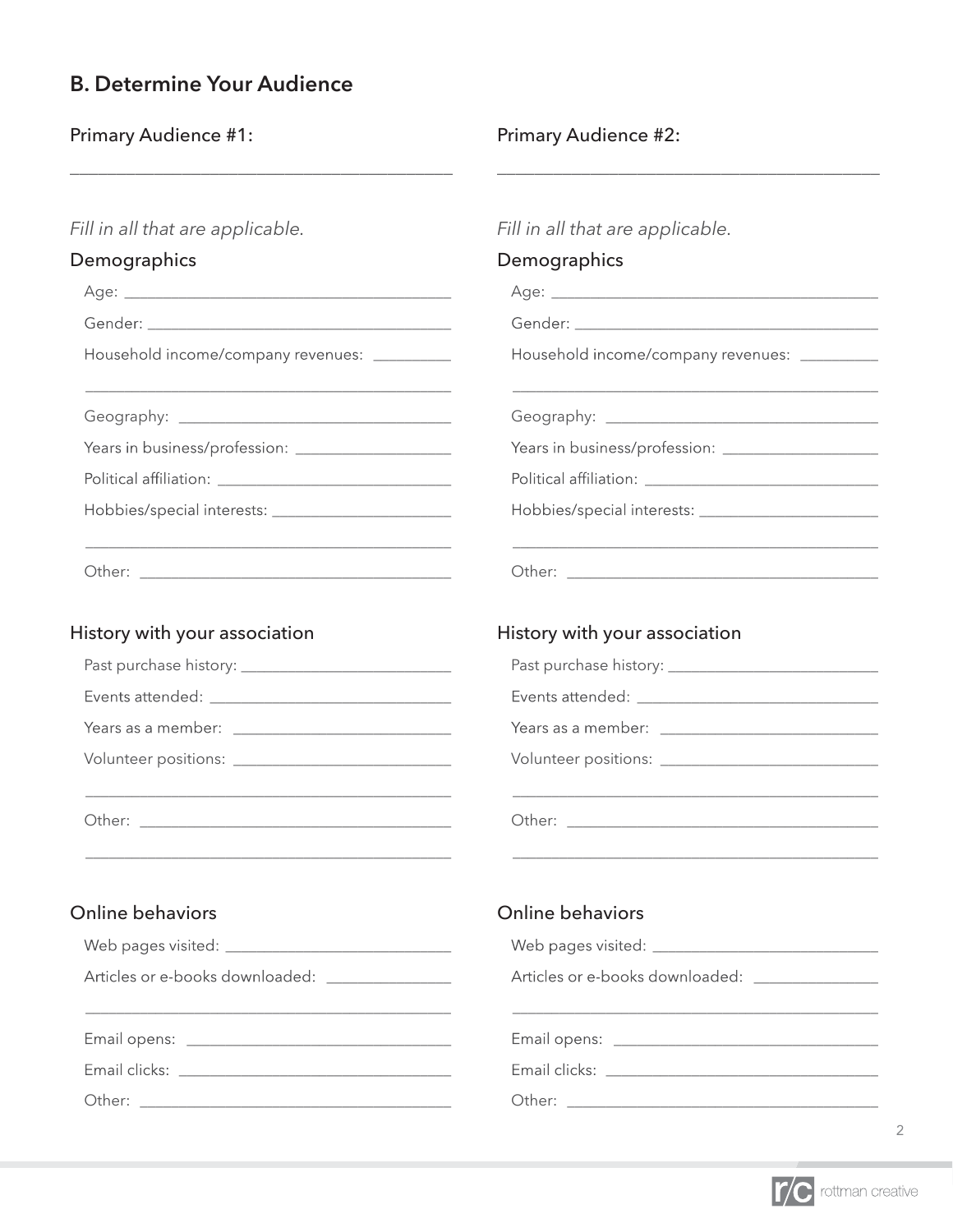## B. Determine Your Audience

### Primary Audience #1:

_______________________________________________

*Fill in all that are applicable.*

#### Demographics

Age: _______________________________________

Gender: _____________________________________

Household income/company revenues: __________

_______________________________________________

Geography: __________________________________

Years in business/profession: ___________________

Political affiliation: ____________________________

Hobbies/special interests: _______________________

_______________________________________________

Other: _______________________________________

#### History with your association

Past purchase history: ___________________________

Events attended: ________________________________

Years as a member: ______________________________

Volunteer positions: _____________________________

_______________________________________________

Other: _______________________________________

_______________________________________________

#### Online behaviors

Web pages visited: ______________________________

Articles or e-books downloaded: _______________

_______________________________________________

Email opens: ___________________________________

Email clicks: ___________________________________

Other: _______________________________________

### Primary Audience #2:

_______________________________________________

*Fill in all that are applicable.*

#### Demographics

Age: _______________________________________

Gender: _____________________________________

Household income/company revenues: __________

_______________________________________________

Geography: __________________________________

Years in business/profession: ___________________

Political affiliation: ____________________________

Hobbies/special interests: _______________________

_______________________________________________

Other: _______________________________________

#### History with your association

Past purchase history: ___________________________

Events attended: ________________________________

Years as a member: ______________________________

Volunteer positions: _____________________________

_______________________________________________

Other: _______________________________________

_______________________________________________

#### Online behaviors

Web pages visited: ______________________________

Articles or e-books downloaded: _______________

_______________________________________________

Email opens: ___________________________________

Email clicks: ___________________________________

Other: _______________________________________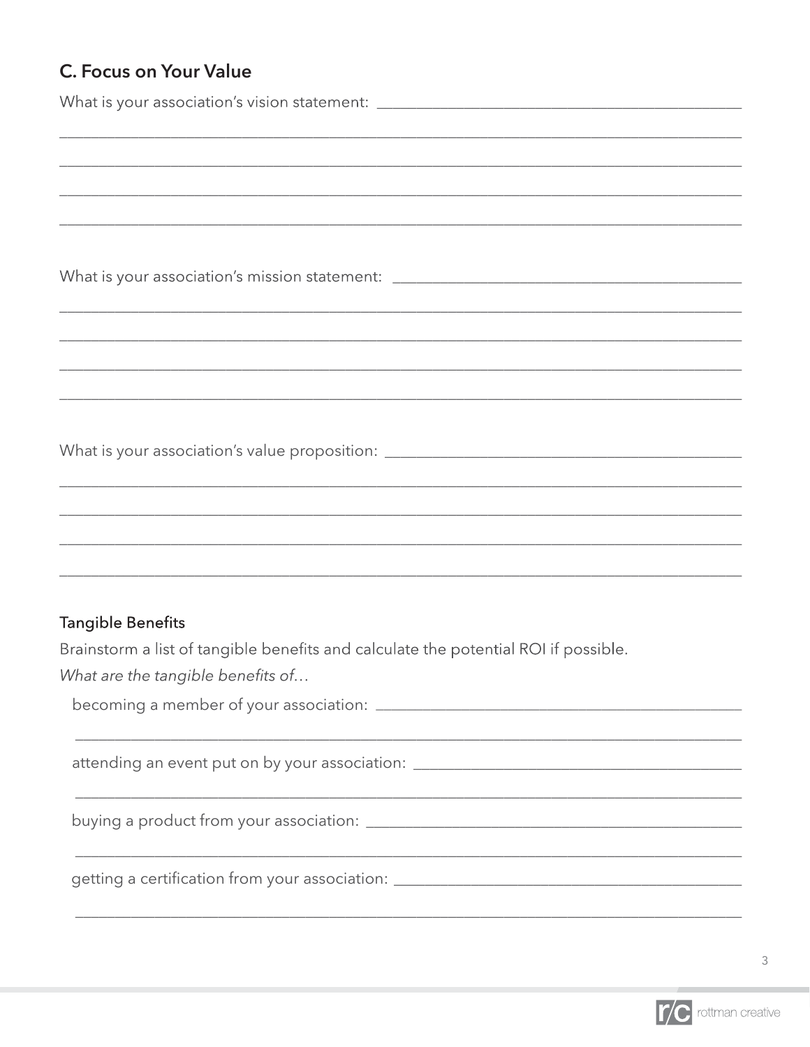## C. Focus on Your Value

What is your association's vision statement: ________________________________________________

______________________________________________________________________________

______________________________________________________________________________

______________________________________________________________________________

______________________________________________________________________________

What is your association's mission statement: ______________________________________________

______________________________________________________________________________

______________________________________________________________________________

______________________________________________________________________________

______________________________________________________________________________

What is your association's value proposition: ______________________________________________

______________________________________________________________________________

______________________________________________________________________________

______________________________________________________________________________

______________________________________________________________________________

### Tangible Benefits

Brainstorm a list of tangible benefits and calculate the potential ROI if possible.

*What are the tangible benefits of…*

becoming a member of your association: ________________________________________________

______________________________________________________________________________

attending an event put on by your association: ___________________________________________

______________________________________________________________________________

buying a product from your association: ________________________________________________

______________________________________________________________________________

getting a certification from your association: ____________________________________________

______________________________________________________________________________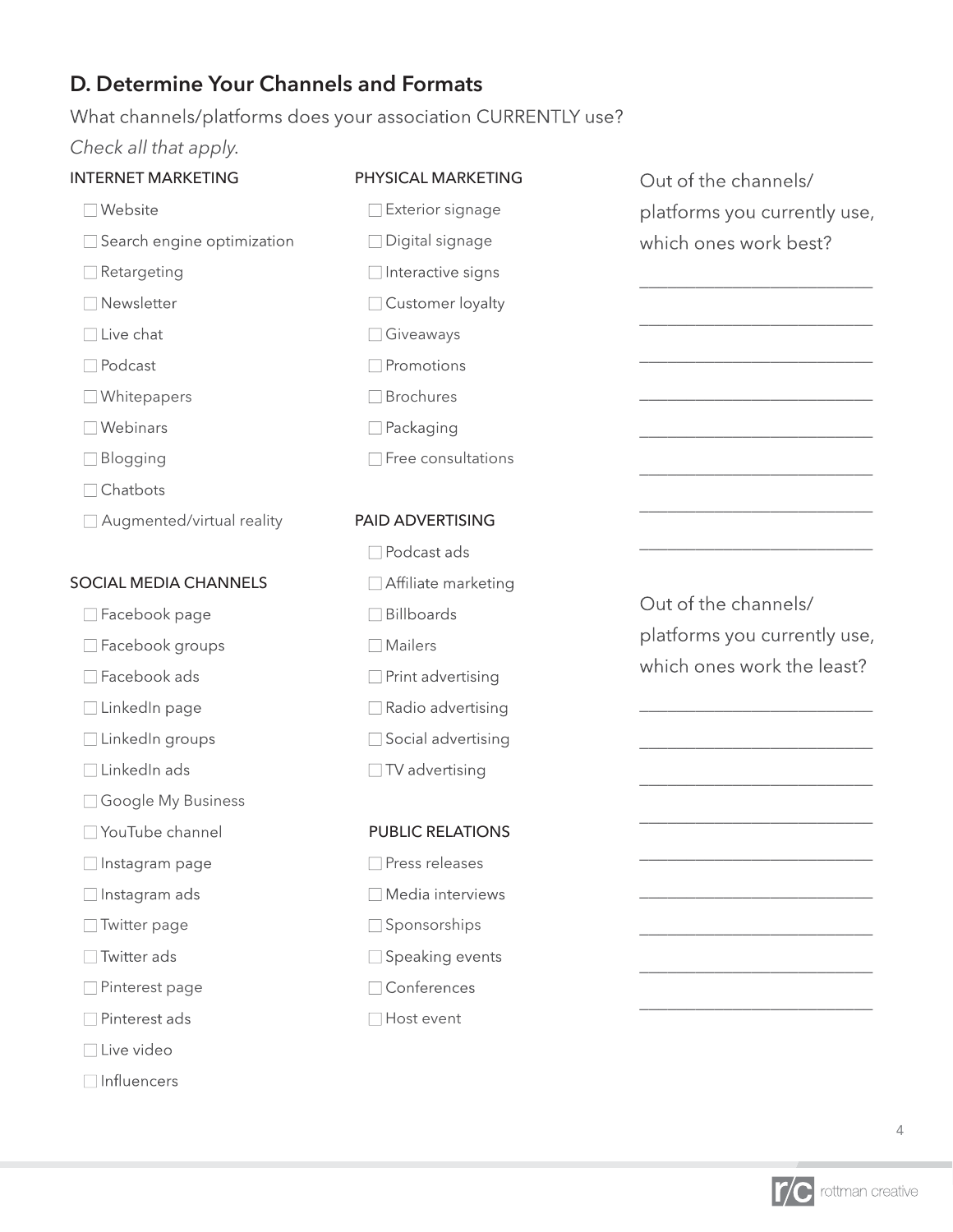## D. Determine Your Channels and Formats

What channels/platforms does your association CURRENTLY use?

*Check all that apply.*

INTERNET MARKETING

- ☐ Website
- ☐ Search engine optimization
- ☐ Retargeting
- ☐ Newsletter
- ☐ Live chat
- ☐ Podcast
- ☐ Whitepapers
- ☐ Webinars
- ☐ Blogging
- ☐ Chatbots
- ☐ Augmented/virtual reality

SOCIAL MEDIA CHANNELS

- ☐ Facebook page
- ☐ Facebook groups
- ☐ Facebook ads
- ☐ LinkedIn page
- ☐ LinkedIn groups
- ☐ LinkedIn ads
- ☐ Google My Business
- ☐ YouTube channel
- ☐ Instagram page
- ☐ Instagram ads
- ☐ Twitter page
- ☐ Twitter ads
- ☐ Pinterest page
- ☐ Pinterest ads
- ☐ Live video
- ☐ Influencers

PHYSICAL MARKETING

- ☐ Exterior signage
- ☐ Digital signage
- ☐ Interactive signs
- ☐ Customer loyalty
- ☐ Giveaways
- ☐ Promotions
- ☐ Brochures
- ☐ Packaging
- ☐ Free consultations

PAID ADVERTISING

- ☐ Podcast ads
- ☐ Affiliate marketing
- ☐ Billboards
- ☐ Mailers
- ☐ Print advertising
- ☐ Radio advertising
- ☐ Social advertising
- ☐ TV advertising

PUBLIC RELATIONS

- ☐ Press releases
- ☐ Media interviews
- ☐ Sponsorships
- ☐ Speaking events
- ☐ Conferences
- ☐ Host event

Out of the channels/platforms you currently use, which ones work best?

\_\_\_\_\_\_\_\_\_\_\_\_\_\_\_\_\_\_\_\_\_\_\_\_\_\_

\_\_\_\_\_\_\_\_\_\_\_\_\_\_\_\_\_\_\_\_\_\_\_\_\_\_

\_\_\_\_\_\_\_\_\_\_\_\_\_\_\_\_\_\_\_\_\_\_\_\_\_\_

\_\_\_\_\_\_\_\_\_\_\_\_\_\_\_\_\_\_\_\_\_\_\_\_\_\_

\_\_\_\_\_\_\_\_\_\_\_\_\_\_\_\_\_\_\_\_\_\_\_\_\_\_

\_\_\_\_\_\_\_\_\_\_\_\_\_\_\_\_\_\_\_\_\_\_\_\_\_\_

\_\_\_\_\_\_\_\_\_\_\_\_\_\_\_\_\_\_\_\_\_\_\_\_\_\_

\_\_\_\_\_\_\_\_\_\_\_\_\_\_\_\_\_\_\_\_\_\_\_\_\_\_

Out of the channels/platforms you currently use, which ones work the least?

\_\_\_\_\_\_\_\_\_\_\_\_\_\_\_\_\_\_\_\_\_\_\_\_\_\_

\_\_\_\_\_\_\_\_\_\_\_\_\_\_\_\_\_\_\_\_\_\_\_\_\_\_

\_\_\_\_\_\_\_\_\_\_\_\_\_\_\_\_\_\_\_\_\_\_\_\_\_\_

\_\_\_\_\_\_\_\_\_\_\_\_\_\_\_\_\_\_\_\_\_\_\_\_\_\_

\_\_\_\_\_\_\_\_\_\_\_\_\_\_\_\_\_\_\_\_\_\_\_\_\_\_

\_\_\_\_\_\_\_\_\_\_\_\_\_\_\_\_\_\_\_\_\_\_\_\_\_\_

\_\_\_\_\_\_\_\_\_\_\_\_\_\_\_\_\_\_\_\_\_\_\_\_\_\_

\_\_\_\_\_\_\_\_\_\_\_\_\_\_\_\_\_\_\_\_\_\_\_\_\_\_

\_\_\_\_\_\_\_\_\_\_\_\_\_\_\_\_\_\_\_\_\_\_\_\_\_\_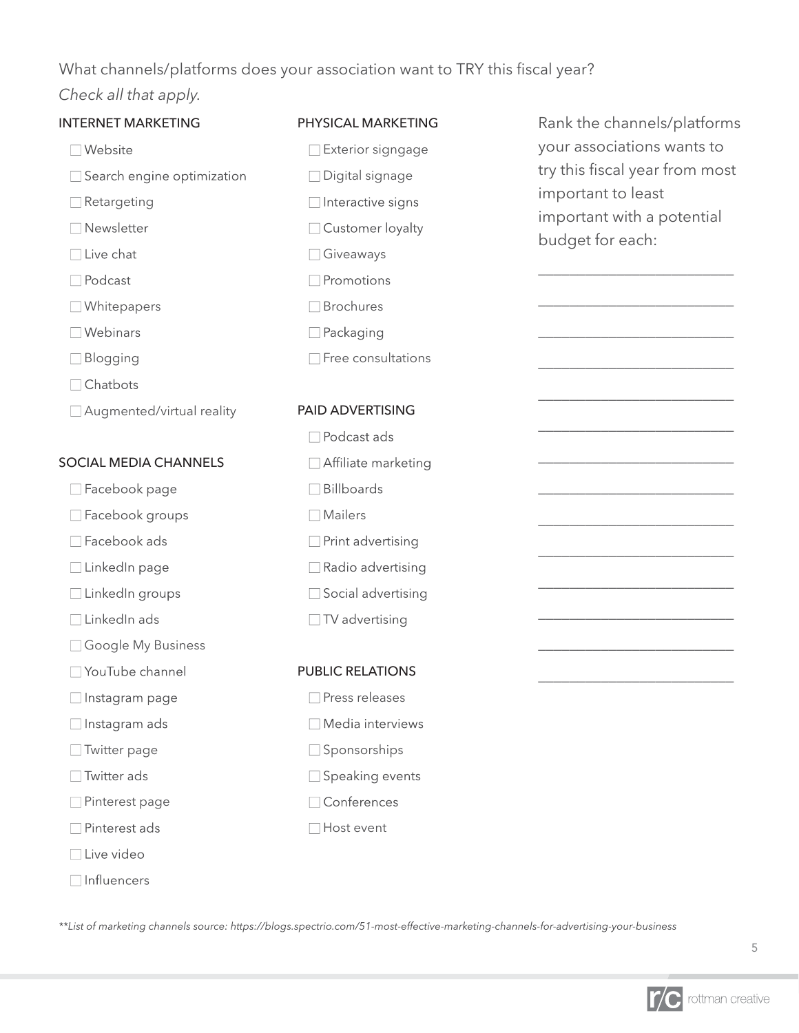What channels/platforms does your association want to TRY this fiscal year?
*Check all that apply.*

### INTERNET MARKETING

- ☐ Website
- ☐ Search engine optimization
- ☐ Retargeting
- ☐ Newsletter
- ☐ Live chat
- ☐ Podcast
- ☐ Whitepapers
- ☐ Webinars
- ☐ Blogging
- ☐ Chatbots
- ☐ Augmented/virtual reality

### SOCIAL MEDIA CHANNELS

- ☐ Facebook page
- ☐ Facebook groups
- ☐ Facebook ads
- ☐ LinkedIn page
- ☐ LinkedIn groups
- ☐ LinkedIn ads
- ☐ Google My Business
- ☐ YouTube channel
- ☐ Instagram page
- ☐ Instagram ads
- ☐ Twitter page
- ☐ Twitter ads
- ☐ Pinterest page
- ☐ Pinterest ads
- ☐ Live video
- ☐ Influencers

### PHYSICAL MARKETING

- ☐ Exterior signgage
- ☐ Digital signage
- ☐ Interactive signs
- ☐ Customer loyalty
- ☐ Giveaways
- ☐ Promotions
- ☐ Brochures
- ☐ Packaging
- ☐ Free consultations

### PAID ADVERTISING

- ☐ Podcast ads
- ☐ Affiliate marketing
- ☐ Billboards
- ☐ Mailers
- ☐ Print advertising
- ☐ Radio advertising
- ☐ Social advertising
- ☐ TV advertising

### PUBLIC RELATIONS

- ☐ Press releases
- ☐ Media interviews
- ☐ Sponsorships
- ☐ Speaking events
- ☐ Conferences
- ☐ Host event

Rank the channels/platforms your associations wants to try this fiscal year from most important to least important with a potential budget for each:

______________________________

______________________________

______________________________

______________________________

______________________________

______________________________

______________________________

______________________________

______________________________

______________________________

______________________________

______________________________

______________________________

______________________________

*\*\*List of marketing channels source: https://blogs.spectrio.com/51-most-effective-marketing-channels-for-advertising-your-business*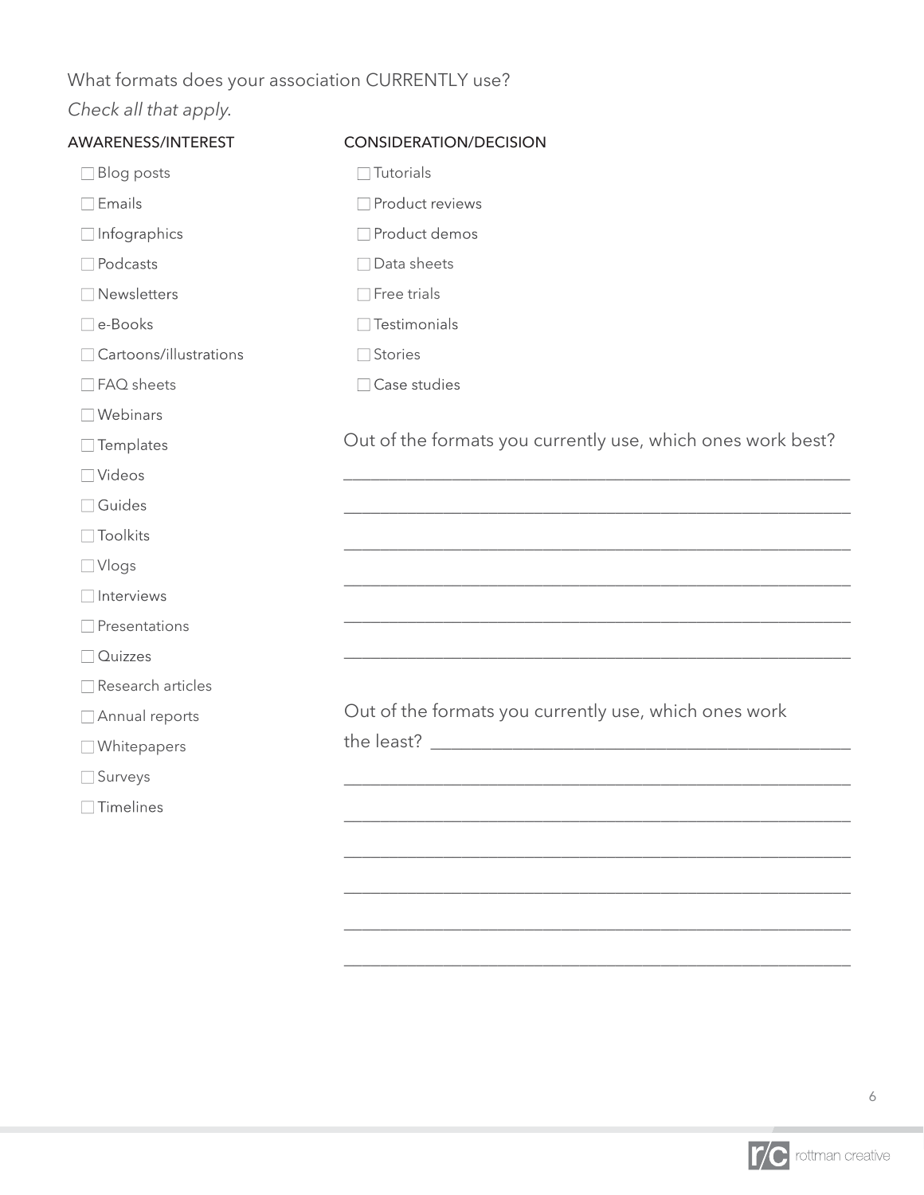What formats does your association CURRENTLY use?

*Check all that apply.*

AWARENESS/INTEREST

- ☐ Blog posts
- ☐ Emails
- ☐ Infographics
- ☐ Podcasts
- ☐ Newsletters
- ☐ e-Books
- ☐ Cartoons/illustrations
- ☐ FAQ sheets
- ☐ Webinars
- ☐ Templates
- ☐ Videos
- ☐ Guides
- ☐ Toolkits
- ☐ Vlogs
- ☐ Interviews
- ☐ Presentations
- ☐ Quizzes
- ☐ Research articles
- ☐ Annual reports
- ☐ Whitepapers
- ☐ Surveys
- ☐ Timelines

CONSIDERATION/DECISION

- ☐ Tutorials
- ☐ Product reviews
- ☐ Product demos
- ☐ Data sheets
- ☐ Free trials
- ☐ Testimonials
- ☐ Stories
- ☐ Case studies

Out of the formats you currently use, which ones work best?

\_\_\_\_\_\_\_\_\_\_\_\_\_\_\_\_\_\_\_\_\_\_\_\_\_\_\_\_\_\_\_\_\_\_\_\_\_\_\_\_\_\_\_\_\_\_\_\_\_\_

\_\_\_\_\_\_\_\_\_\_\_\_\_\_\_\_\_\_\_\_\_\_\_\_\_\_\_\_\_\_\_\_\_\_\_\_\_\_\_\_\_\_\_\_\_\_\_\_\_\_

\_\_\_\_\_\_\_\_\_\_\_\_\_\_\_\_\_\_\_\_\_\_\_\_\_\_\_\_\_\_\_\_\_\_\_\_\_\_\_\_\_\_\_\_\_\_\_\_\_\_

\_\_\_\_\_\_\_\_\_\_\_\_\_\_\_\_\_\_\_\_\_\_\_\_\_\_\_\_\_\_\_\_\_\_\_\_\_\_\_\_\_\_\_\_\_\_\_\_\_\_

\_\_\_\_\_\_\_\_\_\_\_\_\_\_\_\_\_\_\_\_\_\_\_\_\_\_\_\_\_\_\_\_\_\_\_\_\_\_\_\_\_\_\_\_\_\_\_\_\_\_

\_\_\_\_\_\_\_\_\_\_\_\_\_\_\_\_\_\_\_\_\_\_\_\_\_\_\_\_\_\_\_\_\_\_\_\_\_\_\_\_\_\_\_\_\_\_\_\_\_\_

Out of the formats you currently use, which ones work the least? \_\_\_\_\_\_\_\_\_\_\_\_\_\_\_\_\_\_\_\_\_\_\_\_\_\_\_\_\_\_\_\_\_\_\_\_\_\_

\_\_\_\_\_\_\_\_\_\_\_\_\_\_\_\_\_\_\_\_\_\_\_\_\_\_\_\_\_\_\_\_\_\_\_\_\_\_\_\_\_\_\_\_\_\_\_\_\_\_

\_\_\_\_\_\_\_\_\_\_\_\_\_\_\_\_\_\_\_\_\_\_\_\_\_\_\_\_\_\_\_\_\_\_\_\_\_\_\_\_\_\_\_\_\_\_\_\_\_\_

\_\_\_\_\_\_\_\_\_\_\_\_\_\_\_\_\_\_\_\_\_\_\_\_\_\_\_\_\_\_\_\_\_\_\_\_\_\_\_\_\_\_\_\_\_\_\_\_\_\_

\_\_\_\_\_\_\_\_\_\_\_\_\_\_\_\_\_\_\_\_\_\_\_\_\_\_\_\_\_\_\_\_\_\_\_\_\_\_\_\_\_\_\_\_\_\_\_\_\_\_

\_\_\_\_\_\_\_\_\_\_\_\_\_\_\_\_\_\_\_\_\_\_\_\_\_\_\_\_\_\_\_\_\_\_\_\_\_\_\_\_\_\_\_\_\_\_\_\_\_\_

\_\_\_\_\_\_\_\_\_\_\_\_\_\_\_\_\_\_\_\_\_\_\_\_\_\_\_\_\_\_\_\_\_\_\_\_\_\_\_\_\_\_\_\_\_\_\_\_\_\_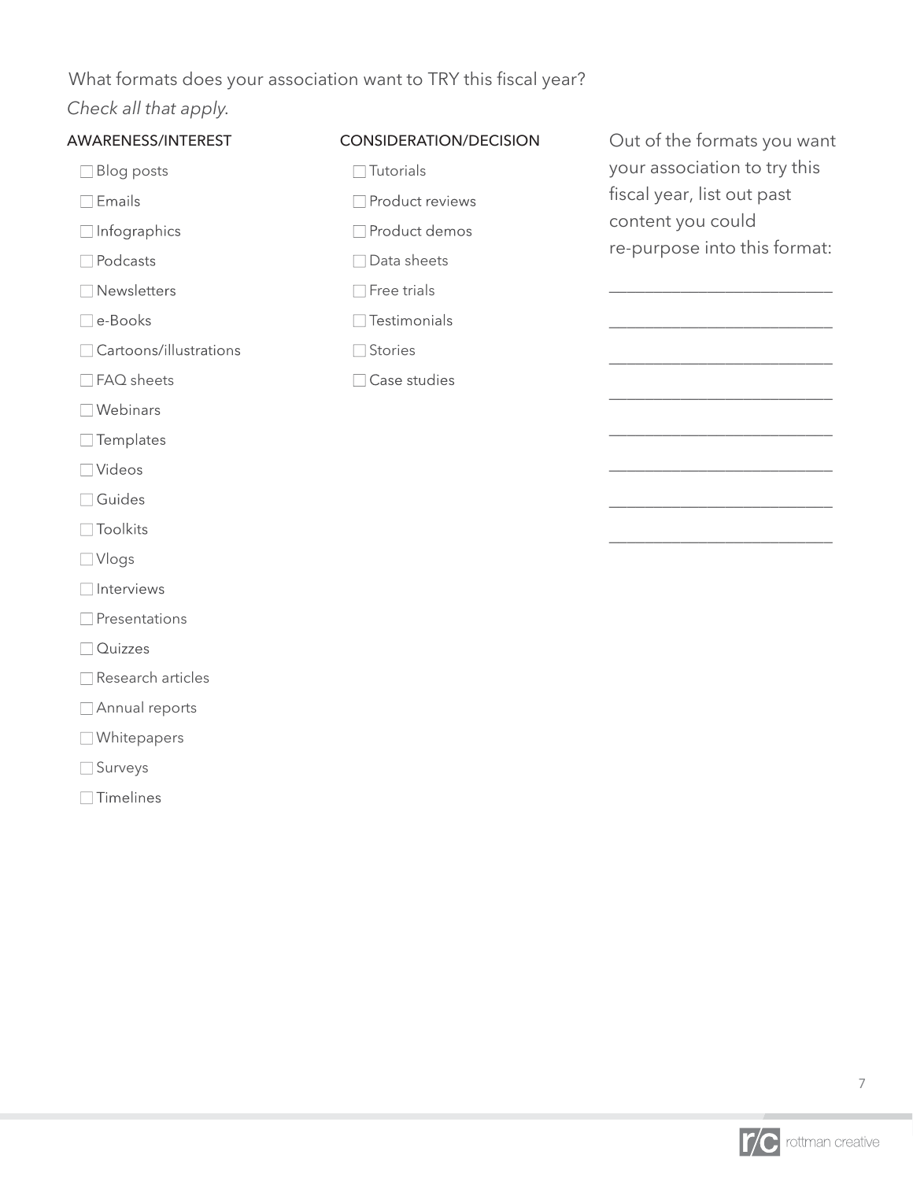What formats does your association want to TRY this fiscal year?

*Check all that apply.*

AWARENESS/INTEREST

- [ ] Blog posts
- [ ] Emails
- [ ] Infographics
- [ ] Podcasts
- [ ] Newsletters
- [ ] e-Books
- [ ] Cartoons/illustrations
- [ ] FAQ sheets
- [ ] Webinars
- [ ] Templates
- [ ] Videos
- [ ] Guides
- [ ] Toolkits
- [ ] Vlogs
- [ ] Interviews
- [ ] Presentations
- [ ] Quizzes
- [ ] Research articles
- [ ] Annual reports
- [ ] Whitepapers
- [ ] Surveys
- [ ] Timelines

CONSIDERATION/DECISION

- [ ] Tutorials
- [ ] Product reviews
- [ ] Product demos
- [ ] Data sheets
- [ ] Free trials
- [ ] Testimonials
- [ ] Stories
- [ ] Case studies

Out of the formats you want your association to try this fiscal year, list out past content you could re-purpose into this format:

___________________________

___________________________

___________________________

___________________________

___________________________

___________________________

___________________________

___________________________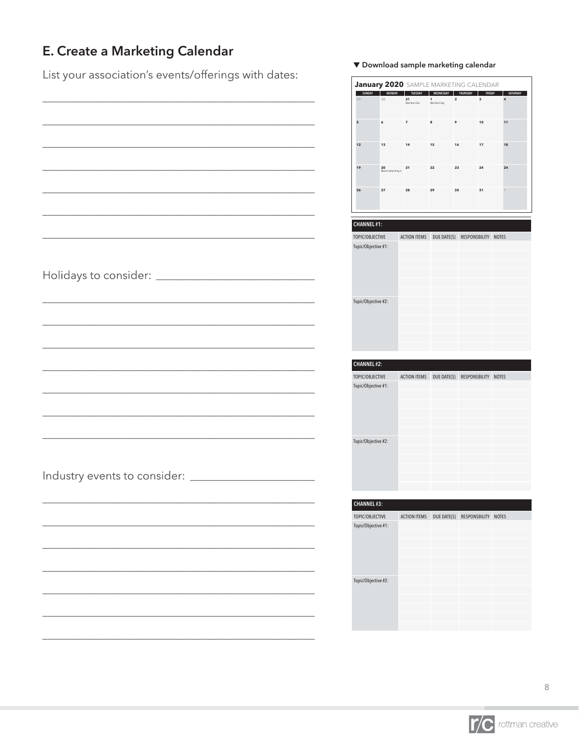## E. Create a Marketing Calendar

List your association's events/offerings with dates:

\_\_\_\_\_\_\_\_\_\_\_\_\_\_\_\_\_\_\_\_\_\_\_\_\_\_\_\_\_\_\_\_\_\_\_\_\_\_\_\_\_\_\_\_\_\_\_\_

\_\_\_\_\_\_\_\_\_\_\_\_\_\_\_\_\_\_\_\_\_\_\_\_\_\_\_\_\_\_\_\_\_\_\_\_\_\_\_\_\_\_\_\_\_\_\_\_

\_\_\_\_\_\_\_\_\_\_\_\_\_\_\_\_\_\_\_\_\_\_\_\_\_\_\_\_\_\_\_\_\_\_\_\_\_\_\_\_\_\_\_\_\_\_\_\_

\_\_\_\_\_\_\_\_\_\_\_\_\_\_\_\_\_\_\_\_\_\_\_\_\_\_\_\_\_\_\_\_\_\_\_\_\_\_\_\_\_\_\_\_\_\_\_\_

\_\_\_\_\_\_\_\_\_\_\_\_\_\_\_\_\_\_\_\_\_\_\_\_\_\_\_\_\_\_\_\_\_\_\_\_\_\_\_\_\_\_\_\_\_\_\_\_

\_\_\_\_\_\_\_\_\_\_\_\_\_\_\_\_\_\_\_\_\_\_\_\_\_\_\_\_\_\_\_\_\_\_\_\_\_\_\_\_\_\_\_\_\_\_\_\_

\_\_\_\_\_\_\_\_\_\_\_\_\_\_\_\_\_\_\_\_\_\_\_\_\_\_\_\_\_\_\_\_\_\_\_\_\_\_\_\_\_\_\_\_\_\_\_\_

Holidays to consider: \_\_\_\_\_\_\_\_\_\_\_\_\_\_\_\_\_\_\_\_\_\_\_\_\_\_\_\_

\_\_\_\_\_\_\_\_\_\_\_\_\_\_\_\_\_\_\_\_\_\_\_\_\_\_\_\_\_\_\_\_\_\_\_\_\_\_\_\_\_\_\_\_\_\_\_\_

\_\_\_\_\_\_\_\_\_\_\_\_\_\_\_\_\_\_\_\_\_\_\_\_\_\_\_\_\_\_\_\_\_\_\_\_\_\_\_\_\_\_\_\_\_\_\_\_

\_\_\_\_\_\_\_\_\_\_\_\_\_\_\_\_\_\_\_\_\_\_\_\_\_\_\_\_\_\_\_\_\_\_\_\_\_\_\_\_\_\_\_\_\_\_\_\_

\_\_\_\_\_\_\_\_\_\_\_\_\_\_\_\_\_\_\_\_\_\_\_\_\_\_\_\_\_\_\_\_\_\_\_\_\_\_\_\_\_\_\_\_\_\_\_\_

\_\_\_\_\_\_\_\_\_\_\_\_\_\_\_\_\_\_\_\_\_\_\_\_\_\_\_\_\_\_\_\_\_\_\_\_\_\_\_\_\_\_\_\_\_\_\_\_

\_\_\_\_\_\_\_\_\_\_\_\_\_\_\_\_\_\_\_\_\_\_\_\_\_\_\_\_\_\_\_\_\_\_\_\_\_\_\_\_\_\_\_\_\_\_\_\_

\_\_\_\_\_\_\_\_\_\_\_\_\_\_\_\_\_\_\_\_\_\_\_\_\_\_\_\_\_\_\_\_\_\_\_\_\_\_\_\_\_\_\_\_\_\_\_\_

Industry events to consider: \_\_\_\_\_\_\_\_\_\_\_\_\_\_\_\_\_\_\_\_\_\_

\_\_\_\_\_\_\_\_\_\_\_\_\_\_\_\_\_\_\_\_\_\_\_\_\_\_\_\_\_\_\_\_\_\_\_\_\_\_\_\_\_\_\_\_\_\_\_\_

\_\_\_\_\_\_\_\_\_\_\_\_\_\_\_\_\_\_\_\_\_\_\_\_\_\_\_\_\_\_\_\_\_\_\_\_\_\_\_\_\_\_\_\_\_\_\_\_

\_\_\_\_\_\_\_\_\_\_\_\_\_\_\_\_\_\_\_\_\_\_\_\_\_\_\_\_\_\_\_\_\_\_\_\_\_\_\_\_\_\_\_\_\_\_\_\_

\_\_\_\_\_\_\_\_\_\_\_\_\_\_\_\_\_\_\_\_\_\_\_\_\_\_\_\_\_\_\_\_\_\_\_\_\_\_\_\_\_\_\_\_\_\_\_\_

\_\_\_\_\_\_\_\_\_\_\_\_\_\_\_\_\_\_\_\_\_\_\_\_\_\_\_\_\_\_\_\_\_\_\_\_\_\_\_\_\_\_\_\_\_\_\_\_

\_\_\_\_\_\_\_\_\_\_\_\_\_\_\_\_\_\_\_\_\_\_\_\_\_\_\_\_\_\_\_\_\_\_\_\_\_\_\_\_\_\_\_\_\_\_\_\_

\_\_\_\_\_\_\_\_\_\_\_\_\_\_\_\_\_\_\_\_\_\_\_\_\_\_\_\_\_\_\_\_\_\_\_\_\_\_\_\_\_\_\_\_\_\_\_\_

▼ **Download sample marketing calendar**

**January 2020** SAMPLE MARKETING CALENDAR

| SUNDAY | MONDAY | TUESDAY | WEDNESDAY | THURSDAY | FRIDAY | SATURDAY |
|---|---|---|---|---|---|---|
| 29 | 30 | 31 New Year's Eve | 1 New Year's Day | 2 | 3 | 4 |
| 5 | 6 | 7 | 8 | 9 | 10 | 11 |
| 12 | 13 | 14 | 15 | 16 | 17 | 18 |
| 19 | 20 Martin Luther King Jr. | 21 | 22 | 23 | 24 | 24 |
| 26 | 27 | 28 | 29 | 30 | 31 | 1 |

**CHANNEL #1:**

| TOPIC/OBJECTIVE | ACTION ITEMS | DUE DATE(S) | RESPONSBILITY | NOTES |
|---|---|---|---|---|
| Topic/Objective #1: | | | | |
| | | | | |
| | | | | |
| | | | | |
| | | | | |
| | | | | |
| Topic/Objective #2: | | | | |
| | | | | |
| | | | | |
| | | | | |
| | | | | |
| | | | | |

**CHANNEL #2:**

| TOPIC/OBJECTIVE | ACTION ITEMS | DUE DATE(S) | RESPONSBILITY | NOTES |
|---|---|---|---|---|
| Topic/Objective #1: | | | | |
| | | | | |
| | | | | |
| | | | | |
| | | | | |
| | | | | |
| Topic/Objective #2: | | | | |
| | | | | |
| | | | | |
| | | | | |
| | | | | |
| | | | | |

**CHANNEL #3:**

| TOPIC/OBJECTIVE | ACTION ITEMS | DUE DATE(S) | RESPONSBILITY | NOTES |
|---|---|---|---|---|
| Topic/Objective #1: | | | | |
| | | | | |
| | | | | |
| | | | | |
| | | | | |
| | | | | |
| Topic/Objective #2: | | | | |
| | | | | |
| | | | | |
| | | | | |
| | | | | |
| | | | | |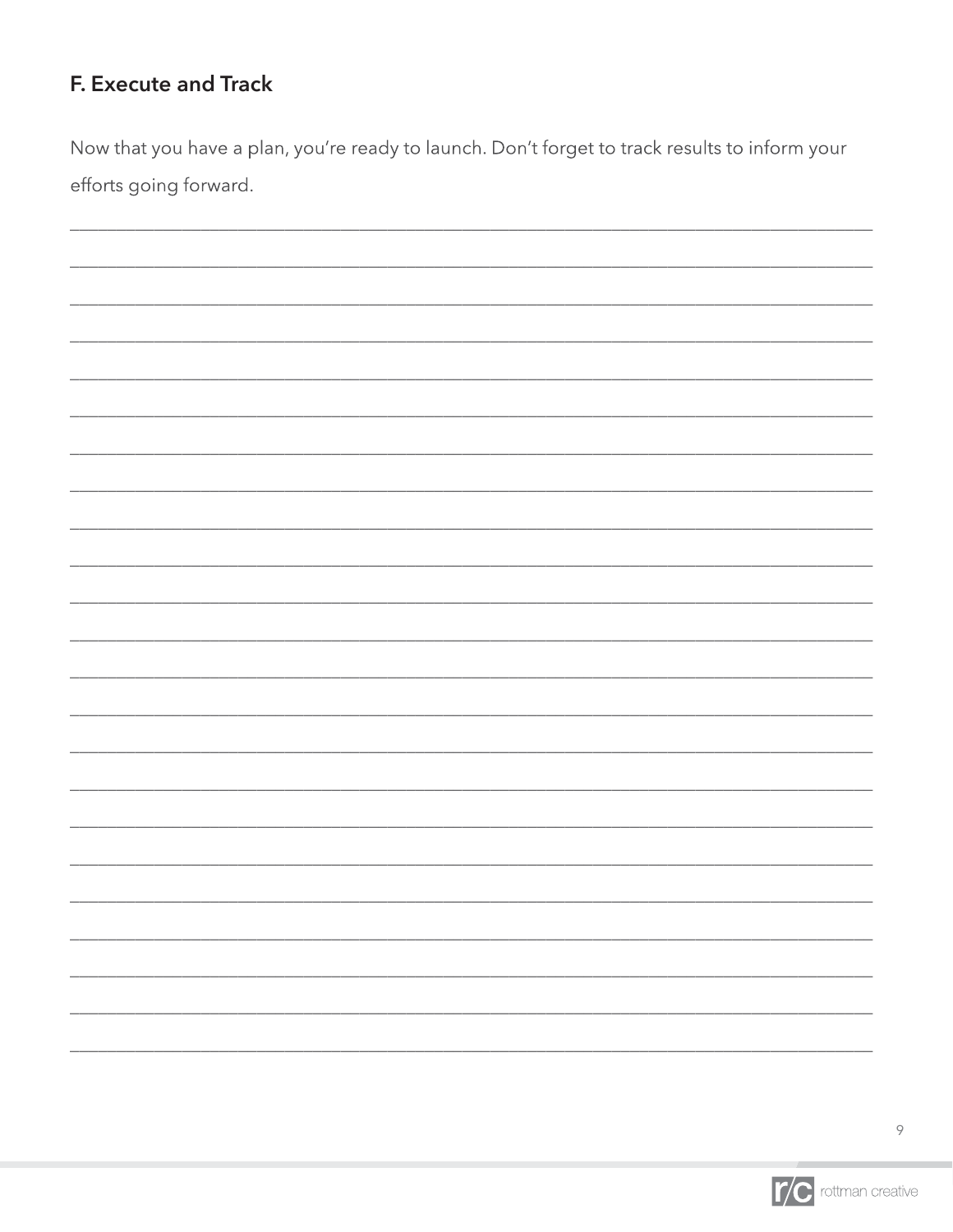### F. Execute and Track

Now that you have a plan, you're ready to launch. Don't forget to track results to inform your efforts going forward.